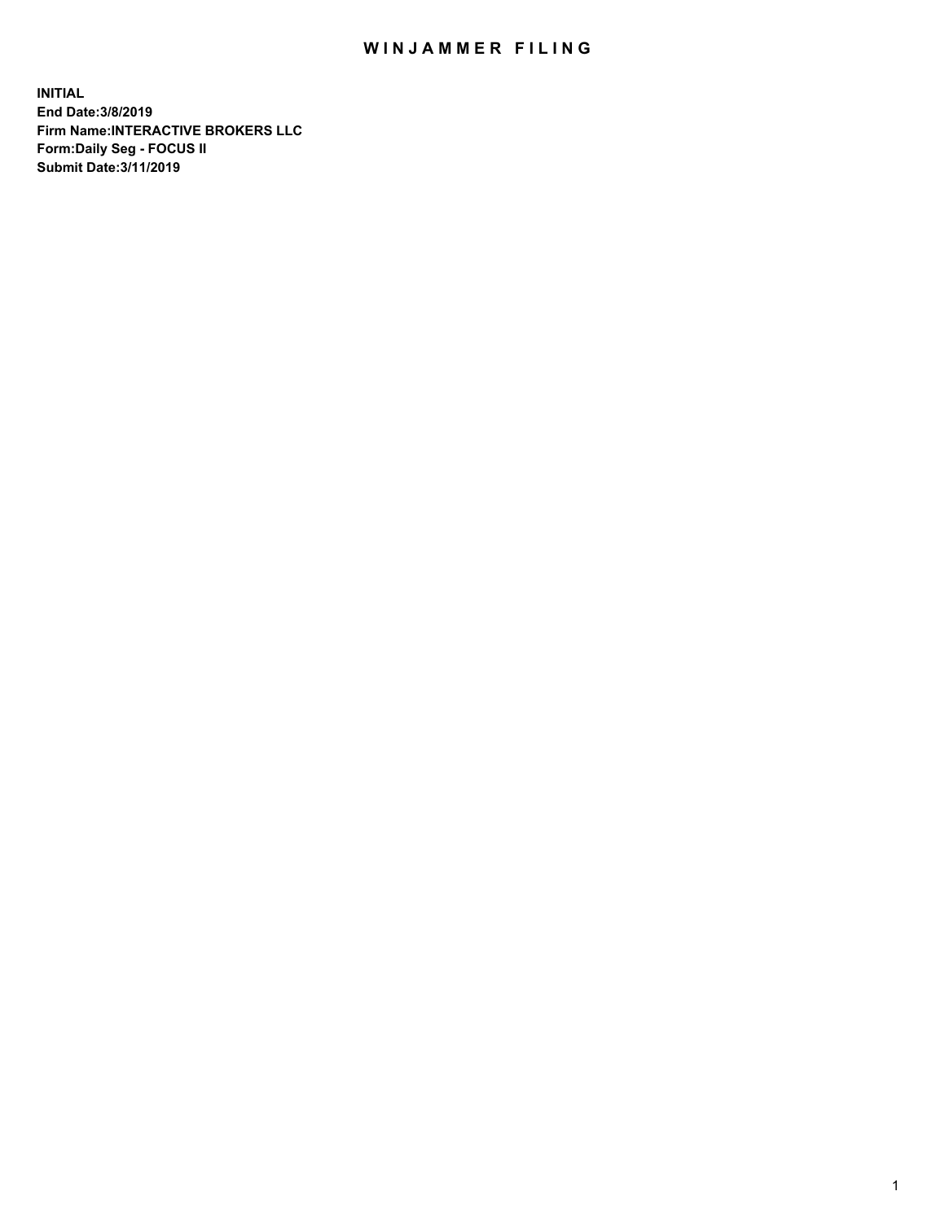# WINJAMMER FILING

**INITIAL**
**End Date:3/8/2019**
**Firm Name:INTERACTIVE BROKERS LLC**
**Form:Daily Seg - FOCUS II**
**Submit Date:3/11/2019**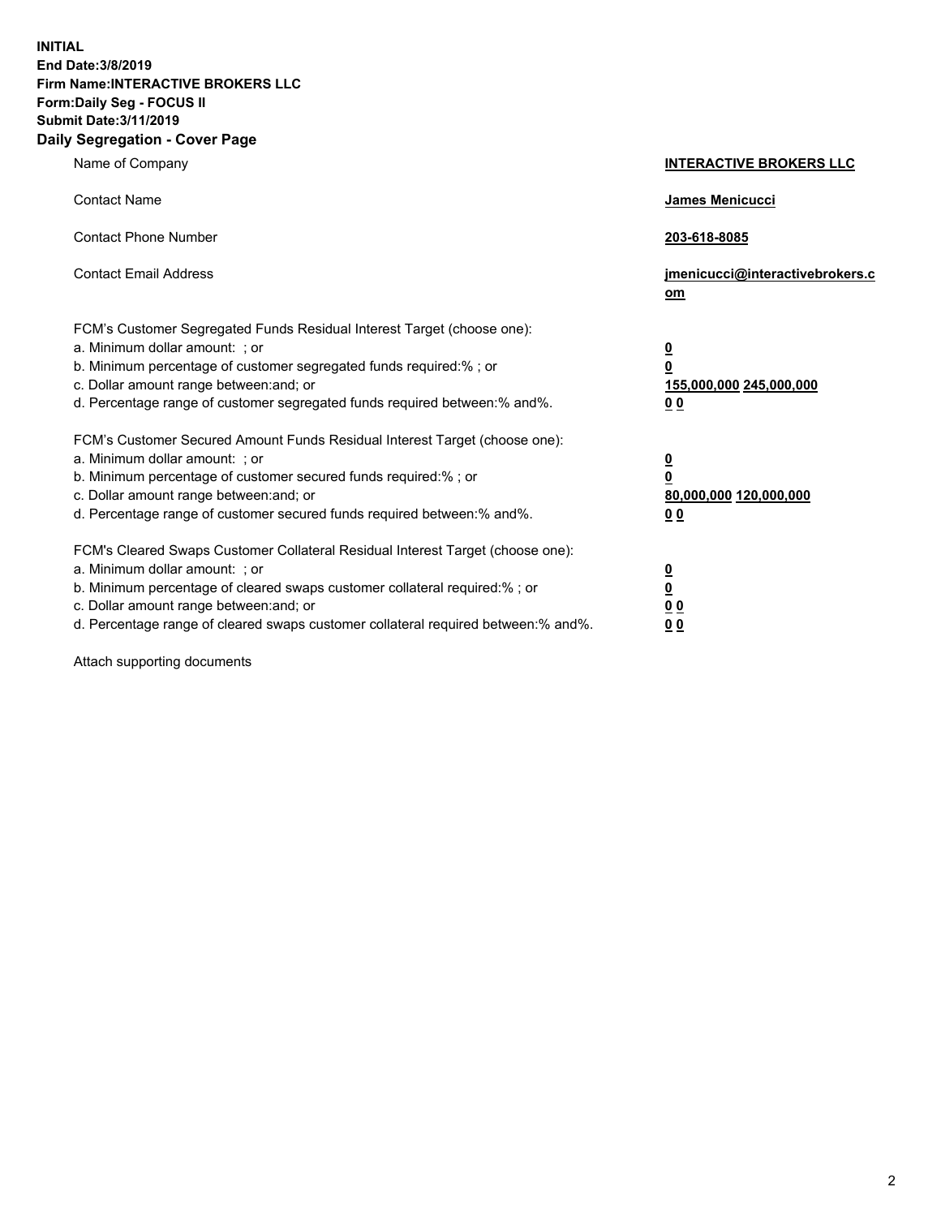**INITIAL**
**End Date:3/8/2019**
**Firm Name:INTERACTIVE BROKERS LLC**
**Form:Daily Seg - FOCUS II**
**Submit Date:3/11/2019**
**Daily Segregation - Cover Page**

| | |
|---|---|
| Name of Company | **INTERACTIVE BROKERS LLC** |
| Contact Name | **James Menicucci** |
| Contact Phone Number | **203-618-8085** |
| Contact Email Address | **jmenicucci@interactivebrokers.com** |
| FCM's Customer Segregated Funds Residual Interest Target (choose one): | |
| a. Minimum dollar amount: ; or | **0** |
| b. Minimum percentage of customer segregated funds required:% ; or | **0** |
| c. Dollar amount range between:and; or | **155,000,000 245,000,000** |
| d. Percentage range of customer segregated funds required between:% and%. | **0 0** |
| FCM's Customer Secured Amount Funds Residual Interest Target (choose one): | |
| a. Minimum dollar amount: ; or | **0** |
| b. Minimum percentage of customer secured funds required:% ; or | **0** |
| c. Dollar amount range between:and; or | **80,000,000 120,000,000** |
| d. Percentage range of customer secured funds required between:% and%. | **0 0** |
| FCM's Cleared Swaps Customer Collateral Residual Interest Target (choose one): | |
| a. Minimum dollar amount: ; or | **0** |
| b. Minimum percentage of cleared swaps customer collateral required:% ; or | **0** |
| c. Dollar amount range between:and; or | **0 0** |
| d. Percentage range of cleared swaps customer collateral required between:% and%. | **0 0** |

Attach supporting documents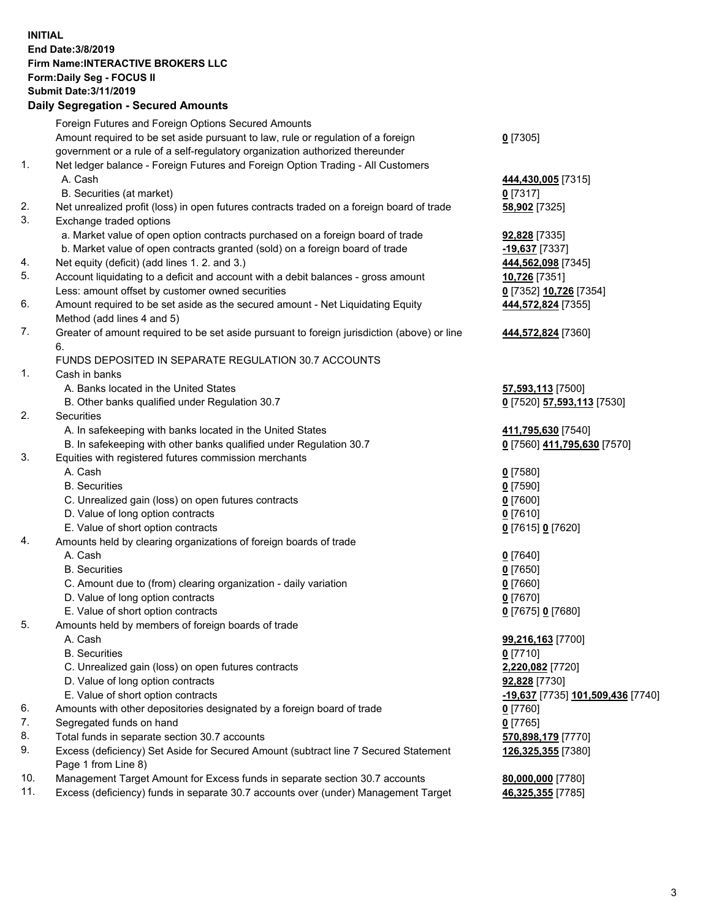**INITIAL**
**End Date:3/8/2019**
**Firm Name:INTERACTIVE BROKERS LLC**
**Form:Daily Seg - FOCUS II**
**Submit Date:3/11/2019**

## Daily Segregation - Secured Amounts

| | | |
|---|---|---|
| | Foreign Futures and Foreign Options Secured Amounts | |
| | Amount required to be set aside pursuant to law, rule or regulation of a foreign government or a rule of a self-regulatory organization authorized thereunder | **0** [7305] |
| 1. | Net ledger balance - Foreign Futures and Foreign Option Trading - All Customers | |
| | A. Cash | **444,430,005** [7315] |
| | B. Securities (at market) | **0** [7317] |
| 2. | Net unrealized profit (loss) in open futures contracts traded on a foreign board of trade | **58,902** [7325] |
| 3. | Exchange traded options | |
| | a. Market value of open option contracts purchased on a foreign board of trade | **92,828** [7335] |
| | b. Market value of open contracts granted (sold) on a foreign board of trade | **-19,637** [7337] |
| 4. | Net equity (deficit) (add lines 1. 2. and 3.) | **444,562,098** [7345] |
| 5. | Account liquidating to a deficit and account with a debit balances - gross amount | **10,726** [7351] |
| | Less: amount offset by customer owned securities | **0** [7352] **10,726** [7354] |
| 6. | Amount required to be set aside as the secured amount - Net Liquidating Equity Method (add lines 4 and 5) | **444,572,824** [7355] |
| 7. | Greater of amount required to be set aside pursuant to foreign jurisdiction (above) or line 6. | **444,572,824** [7360] |
| | FUNDS DEPOSITED IN SEPARATE REGULATION 30.7 ACCOUNTS | |
| 1. | Cash in banks | |
| | A. Banks located in the United States | **57,593,113** [7500] |
| | B. Other banks qualified under Regulation 30.7 | **0** [7520] **57,593,113** [7530] |
| 2. | Securities | |
| | A. In safekeeping with banks located in the United States | **411,795,630** [7540] |
| | B. In safekeeping with other banks qualified under Regulation 30.7 | **0** [7560] **411,795,630** [7570] |
| 3. | Equities with registered futures commission merchants | |
| | A. Cash | **0** [7580] |
| | B. Securities | **0** [7590] |
| | C. Unrealized gain (loss) on open futures contracts | **0** [7600] |
| | D. Value of long option contracts | **0** [7610] |
| | E. Value of short option contracts | **0** [7615] **0** [7620] |
| 4. | Amounts held by clearing organizations of foreign boards of trade | |
| | A. Cash | **0** [7640] |
| | B. Securities | **0** [7650] |
| | C. Amount due to (from) clearing organization - daily variation | **0** [7660] |
| | D. Value of long option contracts | **0** [7670] |
| | E. Value of short option contracts | **0** [7675] **0** [7680] |
| 5. | Amounts held by members of foreign boards of trade | |
| | A. Cash | **99,216,163** [7700] |
| | B. Securities | **0** [7710] |
| | C. Unrealized gain (loss) on open futures contracts | **2,220,082** [7720] |
| | D. Value of long option contracts | **92,828** [7730] |
| | E. Value of short option contracts | **-19,637** [7735] **101,509,436** [7740] |
| 6. | Amounts with other depositories designated by a foreign board of trade | **0** [7760] |
| 7. | Segregated funds on hand | **0** [7765] |
| 8. | Total funds in separate section 30.7 accounts | **570,898,179** [7770] |
| 9. | Excess (deficiency) Set Aside for Secured Amount (subtract line 7 Secured Statement Page 1 from Line 8) | **126,325,355** [7380] |
| 10. | Management Target Amount for Excess funds in separate section 30.7 accounts | **80,000,000** [7780] |
| 11. | Excess (deficiency) funds in separate 30.7 accounts over (under) Management Target | **46,325,355** [7785] |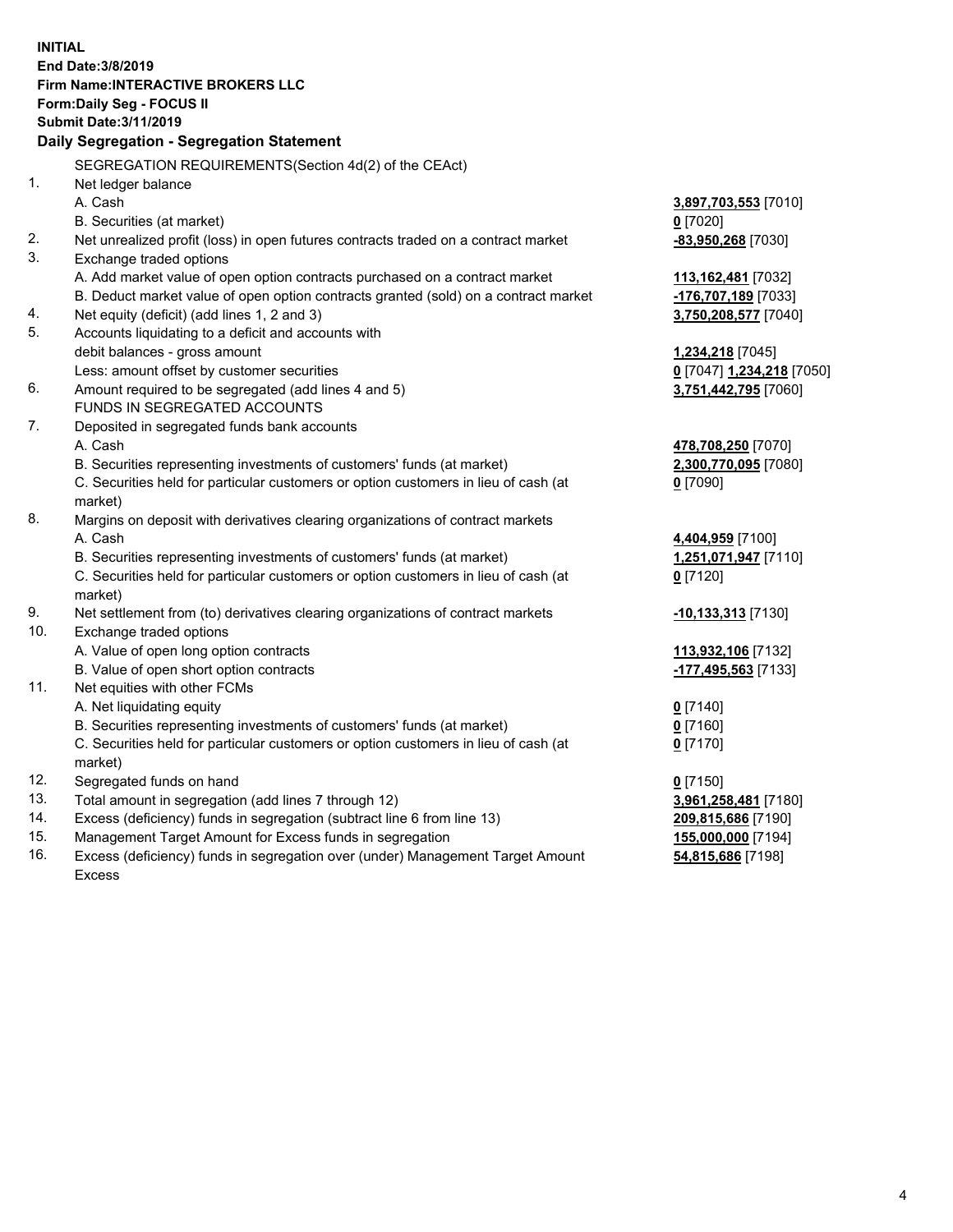**INITIAL**
**End Date:3/8/2019**
**Firm Name:INTERACTIVE BROKERS LLC**
**Form:Daily Seg - FOCUS II**
**Submit Date:3/11/2019**

## Daily Segregation - Segregation Statement

SEGREGATION REQUIREMENTS(Section 4d(2) of the CEAct)

| | | |
|---|---|---|
| 1. | Net ledger balance | |
| | A. Cash | **3,897,703,553** [7010] |
| | B. Securities (at market) | **0** [7020] |
| 2. | Net unrealized profit (loss) in open futures contracts traded on a contract market | **-83,950,268** [7030] |
| 3. | Exchange traded options | |
| | A. Add market value of open option contracts purchased on a contract market | **113,162,481** [7032] |
| | B. Deduct market value of open option contracts granted (sold) on a contract market | **-176,707,189** [7033] |
| 4. | Net equity (deficit) (add lines 1, 2 and 3) | **3,750,208,577** [7040] |
| 5. | Accounts liquidating to a deficit and accounts with debit balances - gross amount | **1,234,218** [7045] |
| | Less: amount offset by customer securities | **0** [7047] **1,234,218** [7050] |
| 6. | Amount required to be segregated (add lines 4 and 5) | **3,751,442,795** [7060] |
| | FUNDS IN SEGREGATED ACCOUNTS | |
| 7. | Deposited in segregated funds bank accounts | |
| | A. Cash | **478,708,250** [7070] |
| | B. Securities representing investments of customers' funds (at market) | **2,300,770,095** [7080] |
| | C. Securities held for particular customers or option customers in lieu of cash (at market) | **0** [7090] |
| 8. | Margins on deposit with derivatives clearing organizations of contract markets | |
| | A. Cash | **4,404,959** [7100] |
| | B. Securities representing investments of customers' funds (at market) | **1,251,071,947** [7110] |
| | C. Securities held for particular customers or option customers in lieu of cash (at market) | **0** [7120] |
| 9. | Net settlement from (to) derivatives clearing organizations of contract markets | **-10,133,313** [7130] |
| 10. | Exchange traded options | |
| | A. Value of open long option contracts | **113,932,106** [7132] |
| | B. Value of open short option contracts | **-177,495,563** [7133] |
| 11. | Net equities with other FCMs | |
| | A. Net liquidating equity | **0** [7140] |
| | B. Securities representing investments of customers' funds (at market) | **0** [7160] |
| | C. Securities held for particular customers or option customers in lieu of cash (at market) | **0** [7170] |
| 12. | Segregated funds on hand | **0** [7150] |
| 13. | Total amount in segregation (add lines 7 through 12) | **3,961,258,481** [7180] |
| 14. | Excess (deficiency) funds in segregation (subtract line 6 from line 13) | **209,815,686** [7190] |
| 15. | Management Target Amount for Excess funds in segregation | **155,000,000** [7194] |
| 16. | Excess (deficiency) funds in segregation over (under) Management Target Amount Excess | **54,815,686** [7198] |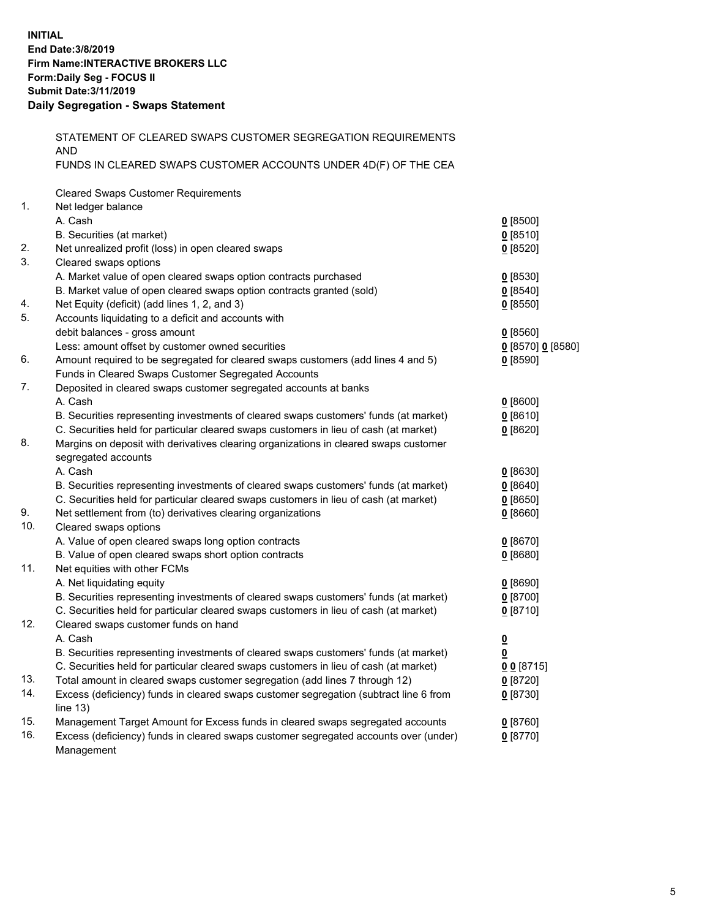**INITIAL**
**End Date:3/8/2019**
**Firm Name:INTERACTIVE BROKERS LLC**
**Form:Daily Seg - FOCUS II**
**Submit Date:3/11/2019**
**Daily Segregation - Swaps Statement**

STATEMENT OF CLEARED SWAPS CUSTOMER SEGREGATION REQUIREMENTS AND FUNDS IN CLEARED SWAPS CUSTOMER ACCOUNTS UNDER 4D(F) OF THE CEA

| | | |
|---|---|---|
| | Cleared Swaps Customer Requirements | |
| 1. | Net ledger balance | |
| | A. Cash | 0 [8500] |
| | B. Securities (at market) | 0 [8510] |
| 2. | Net unrealized profit (loss) in open cleared swaps | 0 [8520] |
| 3. | Cleared swaps options | |
| | A. Market value of open cleared swaps option contracts purchased | 0 [8530] |
| | B. Market value of open cleared swaps option contracts granted (sold) | 0 [8540] |
| 4. | Net Equity (deficit) (add lines 1, 2, and 3) | 0 [8550] |
| 5. | Accounts liquidating to a deficit and accounts with | |
| | debit balances - gross amount | 0 [8560] |
| | Less: amount offset by customer owned securities | 0 [8570] 0 [8580] |
| 6. | Amount required to be segregated for cleared swaps customers (add lines 4 and 5) | 0 [8590] |
| | Funds in Cleared Swaps Customer Segregated Accounts | |
| 7. | Deposited in cleared swaps customer segregated accounts at banks | |
| | A. Cash | 0 [8600] |
| | B. Securities representing investments of cleared swaps customers' funds (at market) | 0 [8610] |
| | C. Securities held for particular cleared swaps customers in lieu of cash (at market) | 0 [8620] |
| 8. | Margins on deposit with derivatives clearing organizations in cleared swaps customer segregated accounts | |
| | A. Cash | 0 [8630] |
| | B. Securities representing investments of cleared swaps customers' funds (at market) | 0 [8640] |
| | C. Securities held for particular cleared swaps customers in lieu of cash (at market) | 0 [8650] |
| 9. | Net settlement from (to) derivatives clearing organizations | 0 [8660] |
| 10. | Cleared swaps options | |
| | A. Value of open cleared swaps long option contracts | 0 [8670] |
| | B. Value of open cleared swaps short option contracts | 0 [8680] |
| 11. | Net equities with other FCMs | |
| | A. Net liquidating equity | 0 [8690] |
| | B. Securities representing investments of cleared swaps customers' funds (at market) | 0 [8700] |
| | C. Securities held for particular cleared swaps customers in lieu of cash (at market) | 0 [8710] |
| 12. | Cleared swaps customer funds on hand | |
| | A. Cash | 0 |
| | B. Securities representing investments of cleared swaps customers' funds (at market) | 0 |
| | C. Securities held for particular cleared swaps customers in lieu of cash (at market) | 0 0 [8715] |
| 13. | Total amount in cleared swaps customer segregation (add lines 7 through 12) | 0 [8720] |
| 14. | Excess (deficiency) funds in cleared swaps customer segregation (subtract line 6 from line 13) | 0 [8730] |
| 15. | Management Target Amount for Excess funds in cleared swaps segregated accounts | 0 [8760] |
| 16. | Excess (deficiency) funds in cleared swaps customer segregated accounts over (under) Management | 0 [8770] |